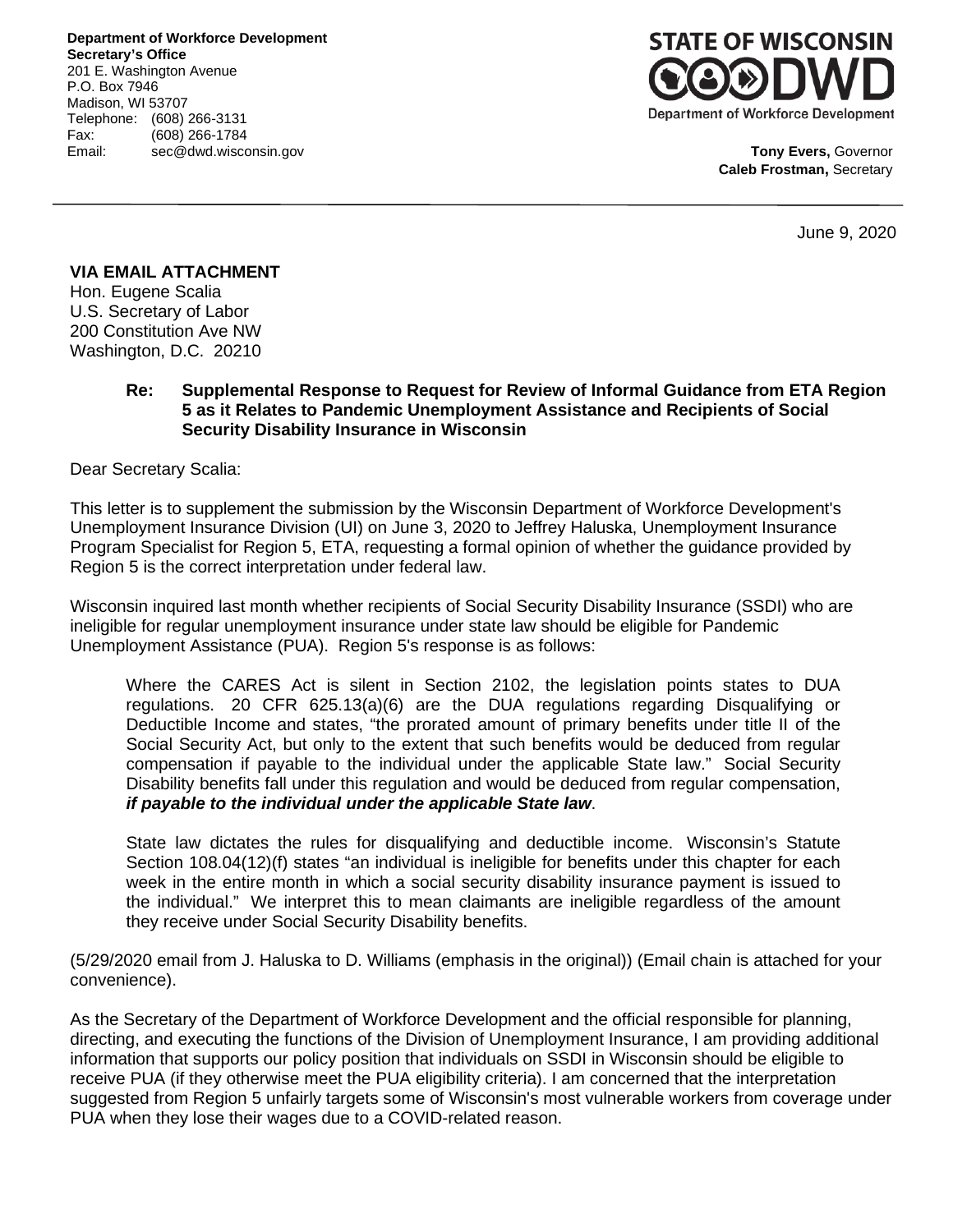**Department of Workforce Development**
**Secretary's Office**
201 E. Washington Avenue
P.O. Box 7946
Madison, WI 53707
Telephone: (608) 266-3131
Fax: (608) 266-1784
Email: sec@dwd.wisconsin.gov

STATE OF WISCONSIN
DWD
Department of Workforce Development

**Tony Evers,** Governor
**Caleb Frostman,** Secretary

June 9, 2020

**VIA EMAIL ATTACHMENT**
Hon. Eugene Scalia
U.S. Secretary of Labor
200 Constitution Ave NW
Washington, D.C. 20210

**Re: Supplemental Response to Request for Review of Informal Guidance from ETA Region 5 as it Relates to Pandemic Unemployment Assistance and Recipients of Social Security Disability Insurance in Wisconsin**

Dear Secretary Scalia:

This letter is to supplement the submission by the Wisconsin Department of Workforce Development's Unemployment Insurance Division (UI) on June 3, 2020 to Jeffrey Haluska, Unemployment Insurance Program Specialist for Region 5, ETA, requesting a formal opinion of whether the guidance provided by Region 5 is the correct interpretation under federal law.

Wisconsin inquired last month whether recipients of Social Security Disability Insurance (SSDI) who are ineligible for regular unemployment insurance under state law should be eligible for Pandemic Unemployment Assistance (PUA). Region 5's response is as follows:

> Where the CARES Act is silent in Section 2102, the legislation points states to DUA regulations. 20 CFR 625.13(a)(6) are the DUA regulations regarding Disqualifying or Deductible Income and states, "the prorated amount of primary benefits under title II of the Social Security Act, but only to the extent that such benefits would be deduced from regular compensation if payable to the individual under the applicable State law." Social Security Disability benefits fall under this regulation and would be deduced from regular compensation, ***if payable to the individual under the applicable State law***.
>
> State law dictates the rules for disqualifying and deductible income. Wisconsin's Statute Section 108.04(12)(f) states "an individual is ineligible for benefits under this chapter for each week in the entire month in which a social security disability insurance payment is issued to the individual." We interpret this to mean claimants are ineligible regardless of the amount they receive under Social Security Disability benefits.

(5/29/2020 email from J. Haluska to D. Williams (emphasis in the original)) (Email chain is attached for your convenience).

As the Secretary of the Department of Workforce Development and the official responsible for planning, directing, and executing the functions of the Division of Unemployment Insurance, I am providing additional information that supports our policy position that individuals on SSDI in Wisconsin should be eligible to receive PUA (if they otherwise meet the PUA eligibility criteria). I am concerned that the interpretation suggested from Region 5 unfairly targets some of Wisconsin's most vulnerable workers from coverage under PUA when they lose their wages due to a COVID-related reason.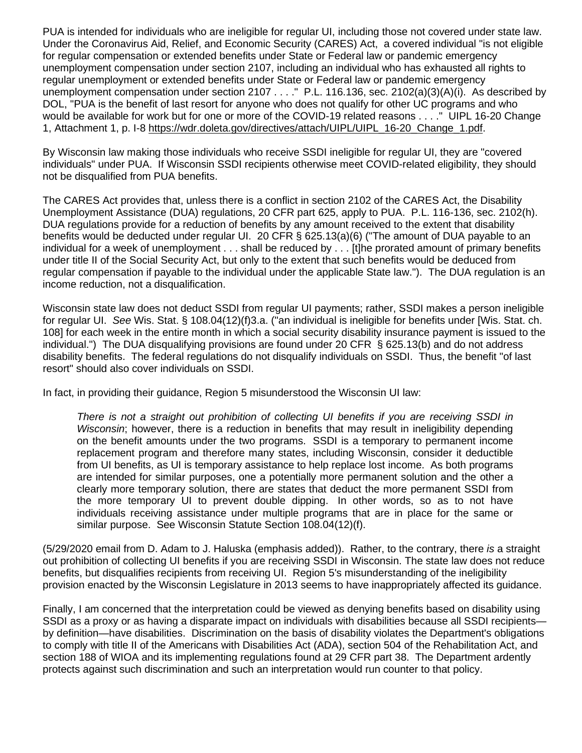PUA is intended for individuals who are ineligible for regular UI, including those not covered under state law. Under the Coronavirus Aid, Relief, and Economic Security (CARES) Act, a covered individual "is not eligible for regular compensation or extended benefits under State or Federal law or pandemic emergency unemployment compensation under section 2107, including an individual who has exhausted all rights to regular unemployment or extended benefits under State or Federal law or pandemic emergency unemployment compensation under section 2107 . . . ." P.L. 116.136, sec. 2102(a)(3)(A)(i). As described by DOL, "PUA is the benefit of last resort for anyone who does not qualify for other UC programs and who would be available for work but for one or more of the COVID-19 related reasons . . . ." UIPL 16-20 Change 1, Attachment 1, p. I-8 https://wdr.doleta.gov/directives/attach/UIPL/UIPL_16-20_Change_1.pdf.

By Wisconsin law making those individuals who receive SSDI ineligible for regular UI, they are "covered individuals" under PUA. If Wisconsin SSDI recipients otherwise meet COVID-related eligibility, they should not be disqualified from PUA benefits.

The CARES Act provides that, unless there is a conflict in section 2102 of the CARES Act, the Disability Unemployment Assistance (DUA) regulations, 20 CFR part 625, apply to PUA. P.L. 116-136, sec. 2102(h). DUA regulations provide for a reduction of benefits by any amount received to the extent that disability benefits would be deducted under regular UI. 20 CFR § 625.13(a)(6) ("The amount of DUA payable to an individual for a week of unemployment . . . shall be reduced by . . . [t]he prorated amount of primary benefits under title II of the Social Security Act, but only to the extent that such benefits would be deduced from regular compensation if payable to the individual under the applicable State law."). The DUA regulation is an income reduction, not a disqualification.

Wisconsin state law does not deduct SSDI from regular UI payments; rather, SSDI makes a person ineligible for regular UI. *See* Wis. Stat. § 108.04(12)(f)3.a. ("an individual is ineligible for benefits under [Wis. Stat. ch. 108] for each week in the entire month in which a social security disability insurance payment is issued to the individual.") The DUA disqualifying provisions are found under 20 CFR § 625.13(b) and do not address disability benefits. The federal regulations do not disqualify individuals on SSDI. Thus, the benefit "of last resort" should also cover individuals on SSDI.

In fact, in providing their guidance, Region 5 misunderstood the Wisconsin UI law:

> *There is not a straight out prohibition of collecting UI benefits if you are receiving SSDI in Wisconsin*; however, there is a reduction in benefits that may result in ineligibility depending on the benefit amounts under the two programs. SSDI is a temporary to permanent income replacement program and therefore many states, including Wisconsin, consider it deductible from UI benefits, as UI is temporary assistance to help replace lost income. As both programs are intended for similar purposes, one a potentially more permanent solution and the other a clearly more temporary solution, there are states that deduct the more permanent SSDI from the more temporary UI to prevent double dipping. In other words, so as to not have individuals receiving assistance under multiple programs that are in place for the same or similar purpose. See Wisconsin Statute Section 108.04(12)(f).

(5/29/2020 email from D. Adam to J. Haluska (emphasis added)). Rather, to the contrary, there *is* a straight out prohibition of collecting UI benefits if you are receiving SSDI in Wisconsin. The state law does not reduce benefits, but disqualifies recipients from receiving UI. Region 5's misunderstanding of the ineligibility provision enacted by the Wisconsin Legislature in 2013 seems to have inappropriately affected its guidance.

Finally, I am concerned that the interpretation could be viewed as denying benefits based on disability using SSDI as a proxy or as having a disparate impact on individuals with disabilities because all SSDI recipients—by definition—have disabilities. Discrimination on the basis of disability violates the Department's obligations to comply with title II of the Americans with Disabilities Act (ADA), section 504 of the Rehabilitation Act, and section 188 of WIOA and its implementing regulations found at 29 CFR part 38. The Department ardently protects against such discrimination and such an interpretation would run counter to that policy.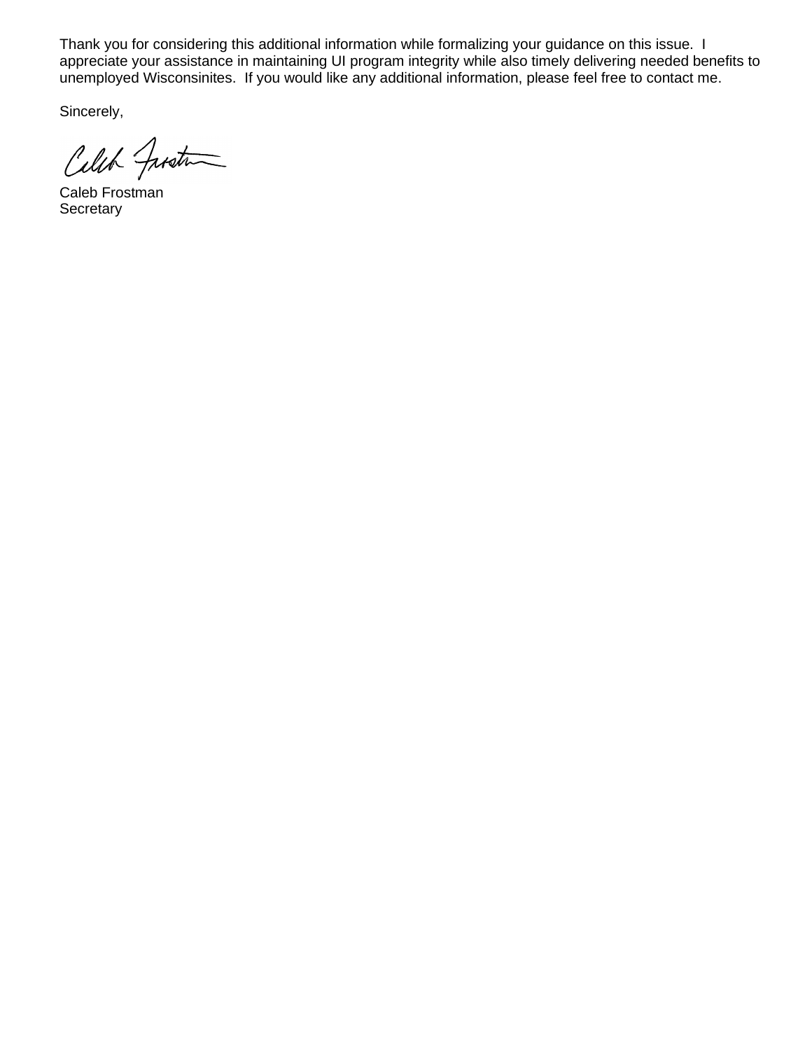Thank you for considering this additional information while formalizing your guidance on this issue. I appreciate your assistance in maintaining UI program integrity while also timely delivering needed benefits to unemployed Wisconsinites. If you would like any additional information, please feel free to contact me.

Sincerely,

Caleb Frostman
Secretary